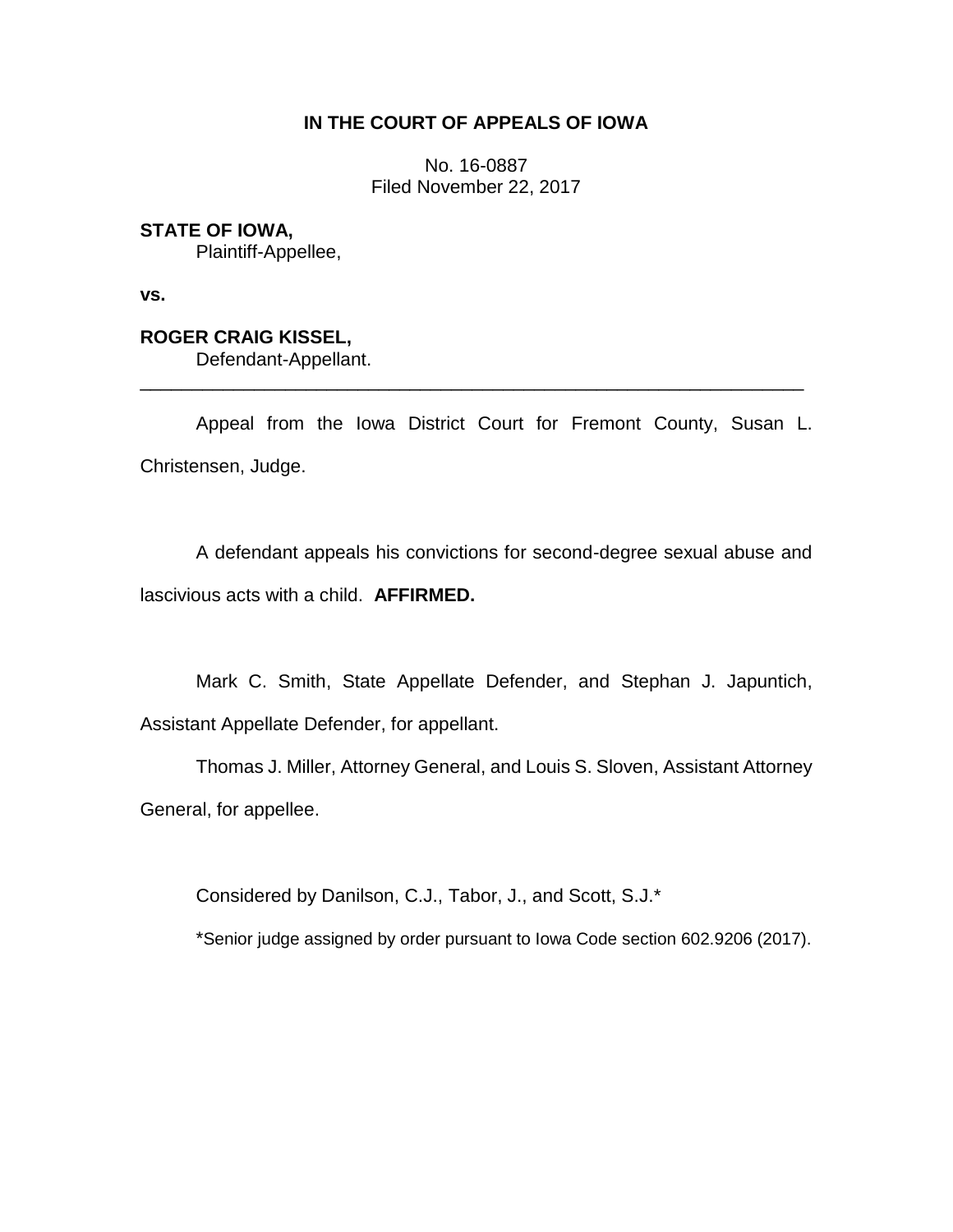**IN THE COURT OF APPEALS OF IOWA**

No. 16-0887
Filed November 22, 2017

**STATE OF IOWA,**
Plaintiff-Appellee,

**vs.**

**ROGER CRAIG KISSEL,**
Defendant-Appellant.

---

Appeal from the Iowa District Court for Fremont County, Susan L. Christensen, Judge.

A defendant appeals his convictions for second-degree sexual abuse and lascivious acts with a child. **AFFIRMED.**

Mark C. Smith, State Appellate Defender, and Stephan J. Japuntich, Assistant Appellate Defender, for appellant.

Thomas J. Miller, Attorney General, and Louis S. Sloven, Assistant Attorney General, for appellee.

Considered by Danilson, C.J., Tabor, J., and Scott, S.J.*

*Senior judge assigned by order pursuant to Iowa Code section 602.9206 (2017).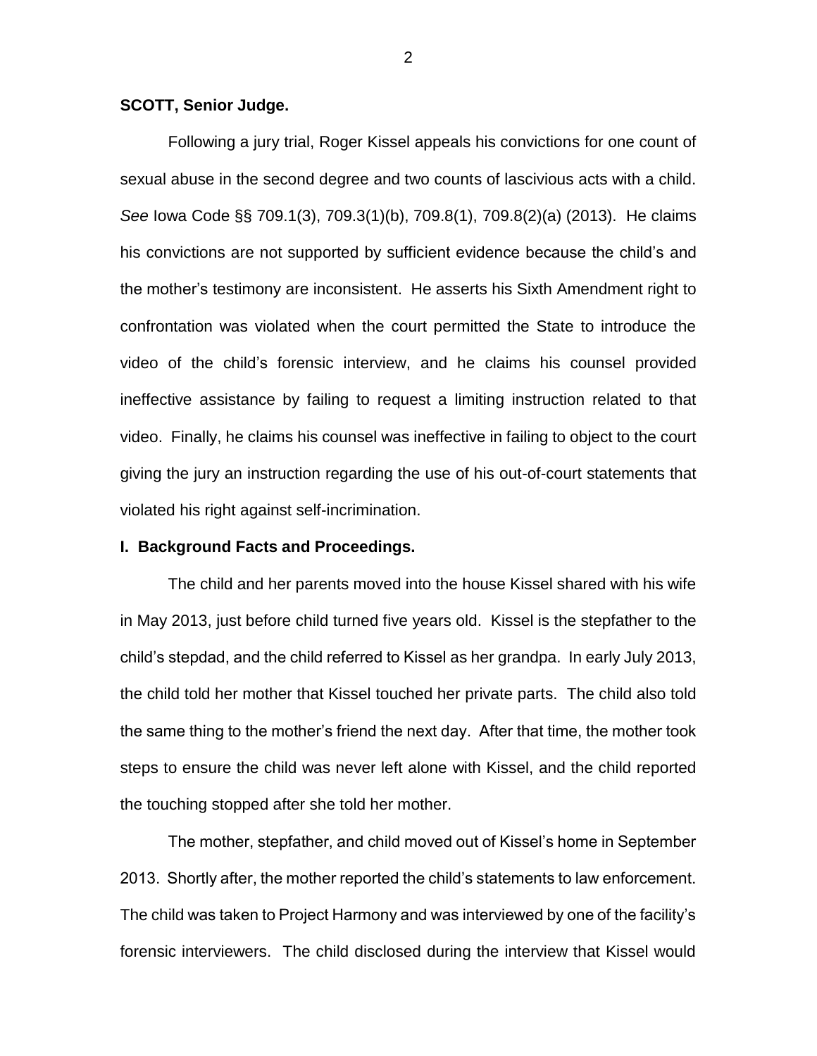**SCOTT, Senior Judge.**

Following a jury trial, Roger Kissel appeals his convictions for one count of sexual abuse in the second degree and two counts of lascivious acts with a child. *See* Iowa Code §§ 709.1(3), 709.3(1)(b), 709.8(1), 709.8(2)(a) (2013). He claims his convictions are not supported by sufficient evidence because the child's and the mother's testimony are inconsistent. He asserts his Sixth Amendment right to confrontation was violated when the court permitted the State to introduce the video of the child's forensic interview, and he claims his counsel provided ineffective assistance by failing to request a limiting instruction related to that video. Finally, he claims his counsel was ineffective in failing to object to the court giving the jury an instruction regarding the use of his out-of-court statements that violated his right against self-incrimination.

## I. Background Facts and Proceedings.

The child and her parents moved into the house Kissel shared with his wife in May 2013, just before child turned five years old. Kissel is the stepfather to the child's stepdad, and the child referred to Kissel as her grandpa. In early July 2013, the child told her mother that Kissel touched her private parts. The child also told the same thing to the mother's friend the next day. After that time, the mother took steps to ensure the child was never left alone with Kissel, and the child reported the touching stopped after she told her mother.

The mother, stepfather, and child moved out of Kissel's home in September 2013. Shortly after, the mother reported the child's statements to law enforcement. The child was taken to Project Harmony and was interviewed by one of the facility's forensic interviewers. The child disclosed during the interview that Kissel would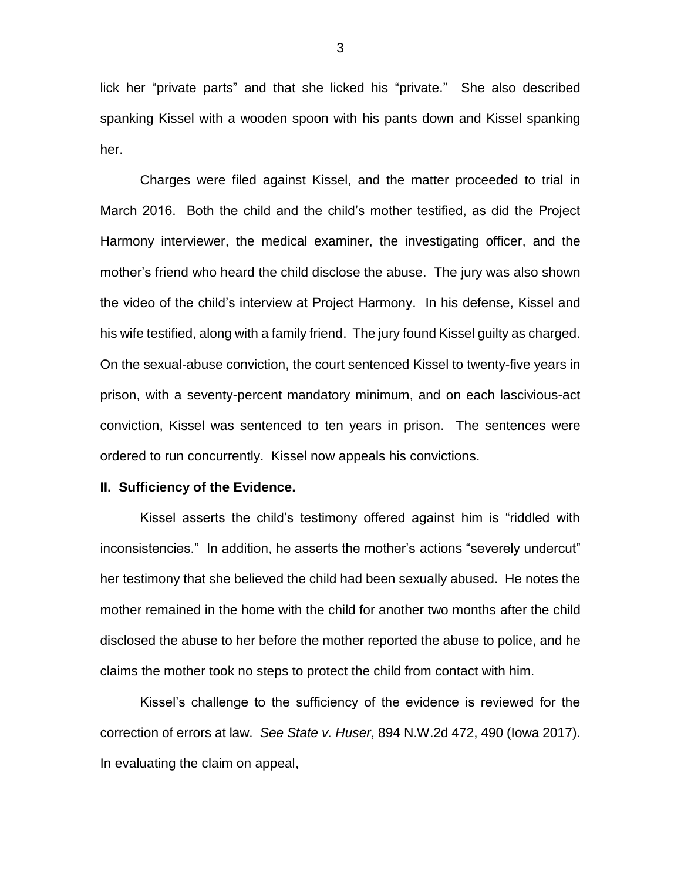lick her "private parts" and that she licked his "private." She also described spanking Kissel with a wooden spoon with his pants down and Kissel spanking her.

Charges were filed against Kissel, and the matter proceeded to trial in March 2016. Both the child and the child's mother testified, as did the Project Harmony interviewer, the medical examiner, the investigating officer, and the mother's friend who heard the child disclose the abuse. The jury was also shown the video of the child's interview at Project Harmony. In his defense, Kissel and his wife testified, along with a family friend. The jury found Kissel guilty as charged. On the sexual-abuse conviction, the court sentenced Kissel to twenty-five years in prison, with a seventy-percent mandatory minimum, and on each lascivious-act conviction, Kissel was sentenced to ten years in prison. The sentences were ordered to run concurrently. Kissel now appeals his convictions.

**II. Sufficiency of the Evidence.**

Kissel asserts the child's testimony offered against him is "riddled with inconsistencies." In addition, he asserts the mother's actions "severely undercut" her testimony that she believed the child had been sexually abused. He notes the mother remained in the home with the child for another two months after the child disclosed the abuse to her before the mother reported the abuse to police, and he claims the mother took no steps to protect the child from contact with him.

Kissel's challenge to the sufficiency of the evidence is reviewed for the correction of errors at law. *See State v. Huser*, 894 N.W.2d 472, 490 (Iowa 2017). In evaluating the claim on appeal,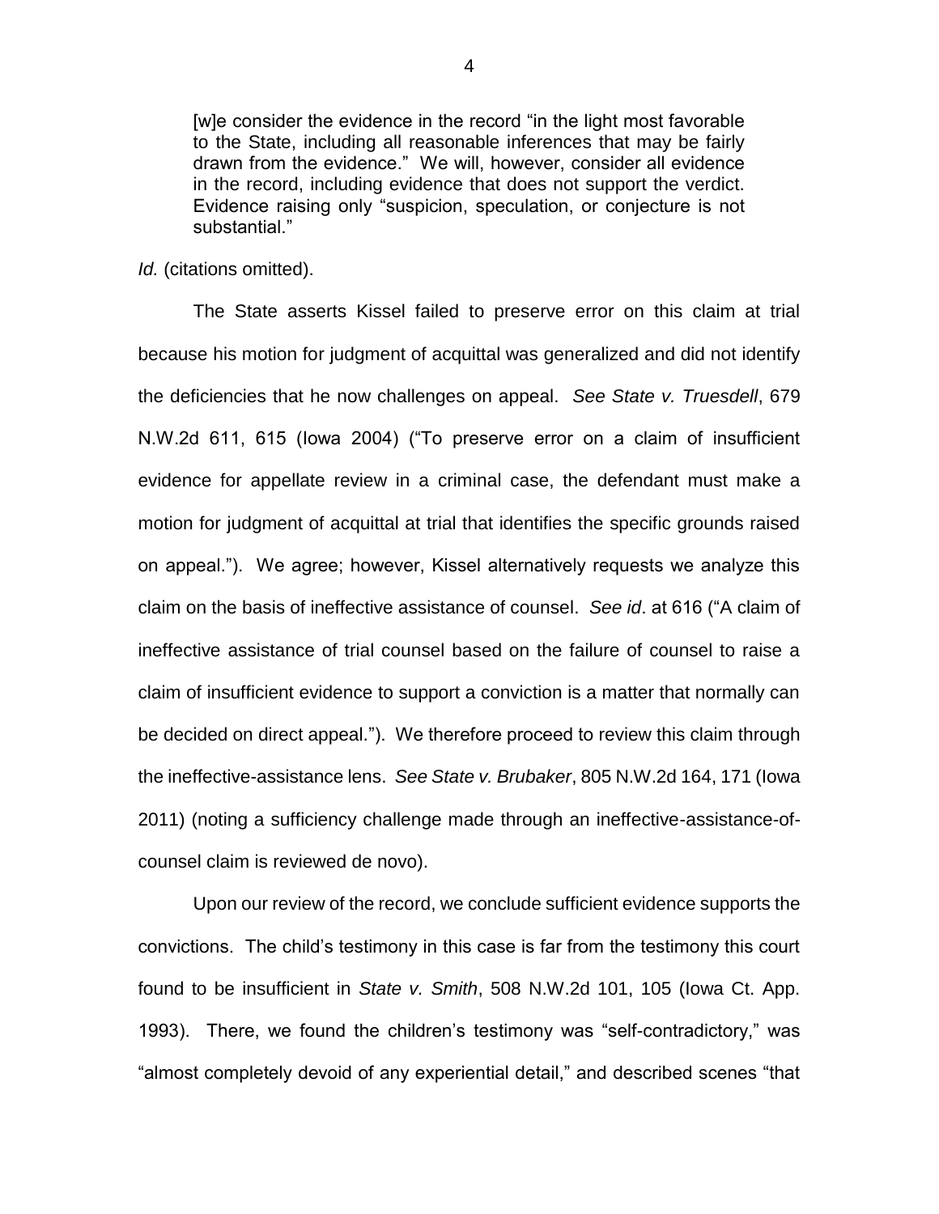> [w]e consider the evidence in the record "in the light most favorable to the State, including all reasonable inferences that may be fairly drawn from the evidence." We will, however, consider all evidence in the record, including evidence that does not support the verdict. Evidence raising only "suspicion, speculation, or conjecture is not substantial."

*Id.* (citations omitted).

The State asserts Kissel failed to preserve error on this claim at trial because his motion for judgment of acquittal was generalized and did not identify the deficiencies that he now challenges on appeal. *See State v. Truesdell*, 679 N.W.2d 611, 615 (Iowa 2004) ("To preserve error on a claim of insufficient evidence for appellate review in a criminal case, the defendant must make a motion for judgment of acquittal at trial that identifies the specific grounds raised on appeal."). We agree; however, Kissel alternatively requests we analyze this claim on the basis of ineffective assistance of counsel. *See id*. at 616 ("A claim of ineffective assistance of trial counsel based on the failure of counsel to raise a claim of insufficient evidence to support a conviction is a matter that normally can be decided on direct appeal."). We therefore proceed to review this claim through the ineffective-assistance lens. *See State v. Brubaker*, 805 N.W.2d 164, 171 (Iowa 2011) (noting a sufficiency challenge made through an ineffective-assistance-of-counsel claim is reviewed de novo).

Upon our review of the record, we conclude sufficient evidence supports the convictions. The child's testimony in this case is far from the testimony this court found to be insufficient in *State v. Smith*, 508 N.W.2d 101, 105 (Iowa Ct. App. 1993). There, we found the children's testimony was "self-contradictory," was "almost completely devoid of any experiential detail," and described scenes "that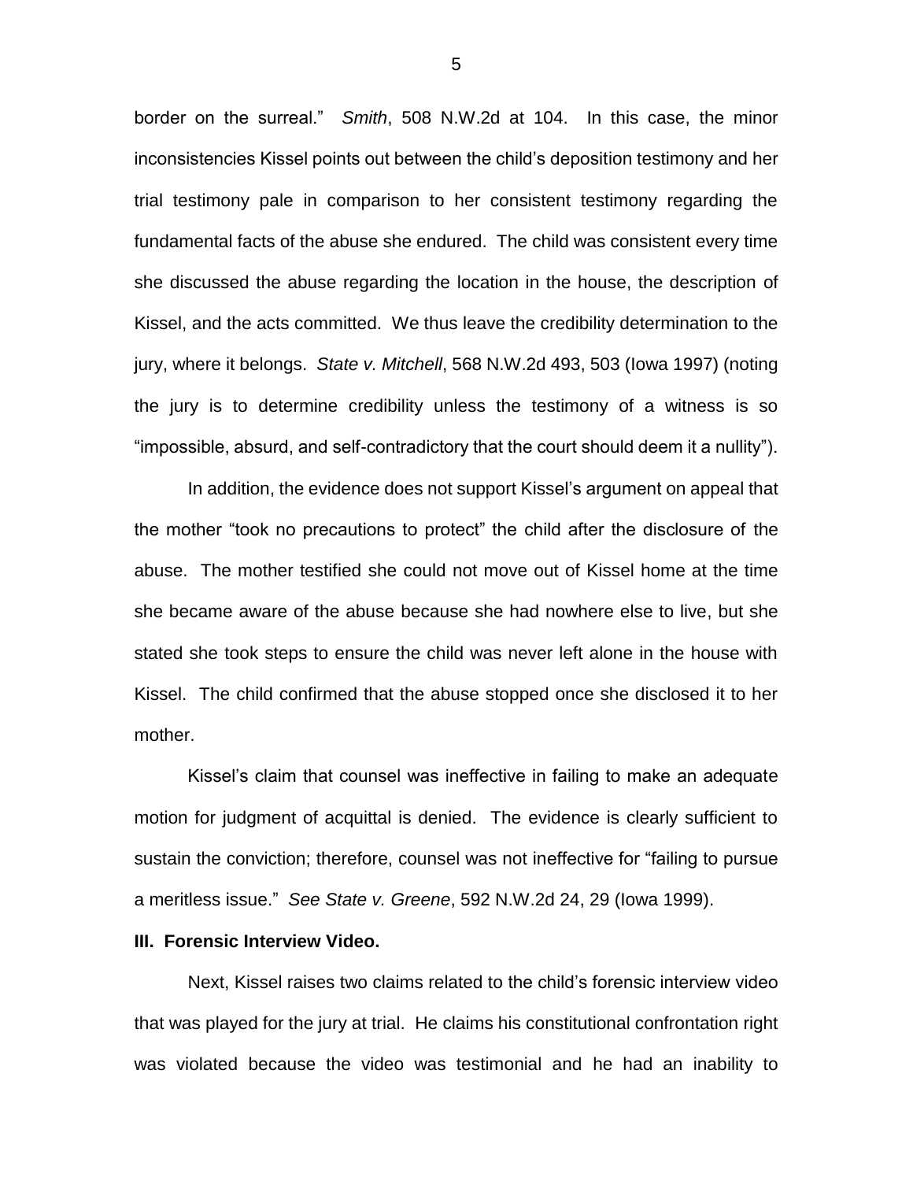border on the surreal." *Smith*, 508 N.W.2d at 104. In this case, the minor inconsistencies Kissel points out between the child's deposition testimony and her trial testimony pale in comparison to her consistent testimony regarding the fundamental facts of the abuse she endured. The child was consistent every time she discussed the abuse regarding the location in the house, the description of Kissel, and the acts committed. We thus leave the credibility determination to the jury, where it belongs. *State v. Mitchell*, 568 N.W.2d 493, 503 (Iowa 1997) (noting the jury is to determine credibility unless the testimony of a witness is so "impossible, absurd, and self-contradictory that the court should deem it a nullity").

In addition, the evidence does not support Kissel's argument on appeal that the mother "took no precautions to protect" the child after the disclosure of the abuse. The mother testified she could not move out of Kissel home at the time she became aware of the abuse because she had nowhere else to live, but she stated she took steps to ensure the child was never left alone in the house with Kissel. The child confirmed that the abuse stopped once she disclosed it to her mother.

Kissel's claim that counsel was ineffective in failing to make an adequate motion for judgment of acquittal is denied. The evidence is clearly sufficient to sustain the conviction; therefore, counsel was not ineffective for "failing to pursue a meritless issue." *See State v. Greene*, 592 N.W.2d 24, 29 (Iowa 1999).

### III. Forensic Interview Video.

Next, Kissel raises two claims related to the child's forensic interview video that was played for the jury at trial. He claims his constitutional confrontation right was violated because the video was testimonial and he had an inability to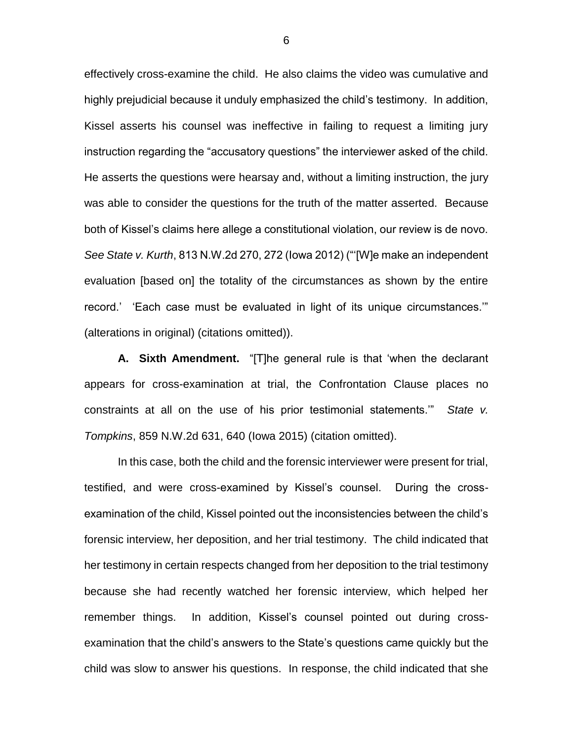effectively cross-examine the child. He also claims the video was cumulative and highly prejudicial because it unduly emphasized the child's testimony. In addition, Kissel asserts his counsel was ineffective in failing to request a limiting jury instruction regarding the "accusatory questions" the interviewer asked of the child. He asserts the questions were hearsay and, without a limiting instruction, the jury was able to consider the questions for the truth of the matter asserted. Because both of Kissel's claims here allege a constitutional violation, our review is de novo. *See State v. Kurth*, 813 N.W.2d 270, 272 (Iowa 2012) ("'[W]e make an independent evaluation [based on] the totality of the circumstances as shown by the entire record.' 'Each case must be evaluated in light of its unique circumstances.'" (alterations in original) (citations omitted)).

**A. Sixth Amendment.** "[T]he general rule is that 'when the declarant appears for cross-examination at trial, the Confrontation Clause places no constraints at all on the use of his prior testimonial statements.'" *State v. Tompkins*, 859 N.W.2d 631, 640 (Iowa 2015) (citation omitted).

In this case, both the child and the forensic interviewer were present for trial, testified, and were cross-examined by Kissel's counsel. During the cross-examination of the child, Kissel pointed out the inconsistencies between the child's forensic interview, her deposition, and her trial testimony. The child indicated that her testimony in certain respects changed from her deposition to the trial testimony because she had recently watched her forensic interview, which helped her remember things. In addition, Kissel's counsel pointed out during cross-examination that the child's answers to the State's questions came quickly but the child was slow to answer his questions. In response, the child indicated that she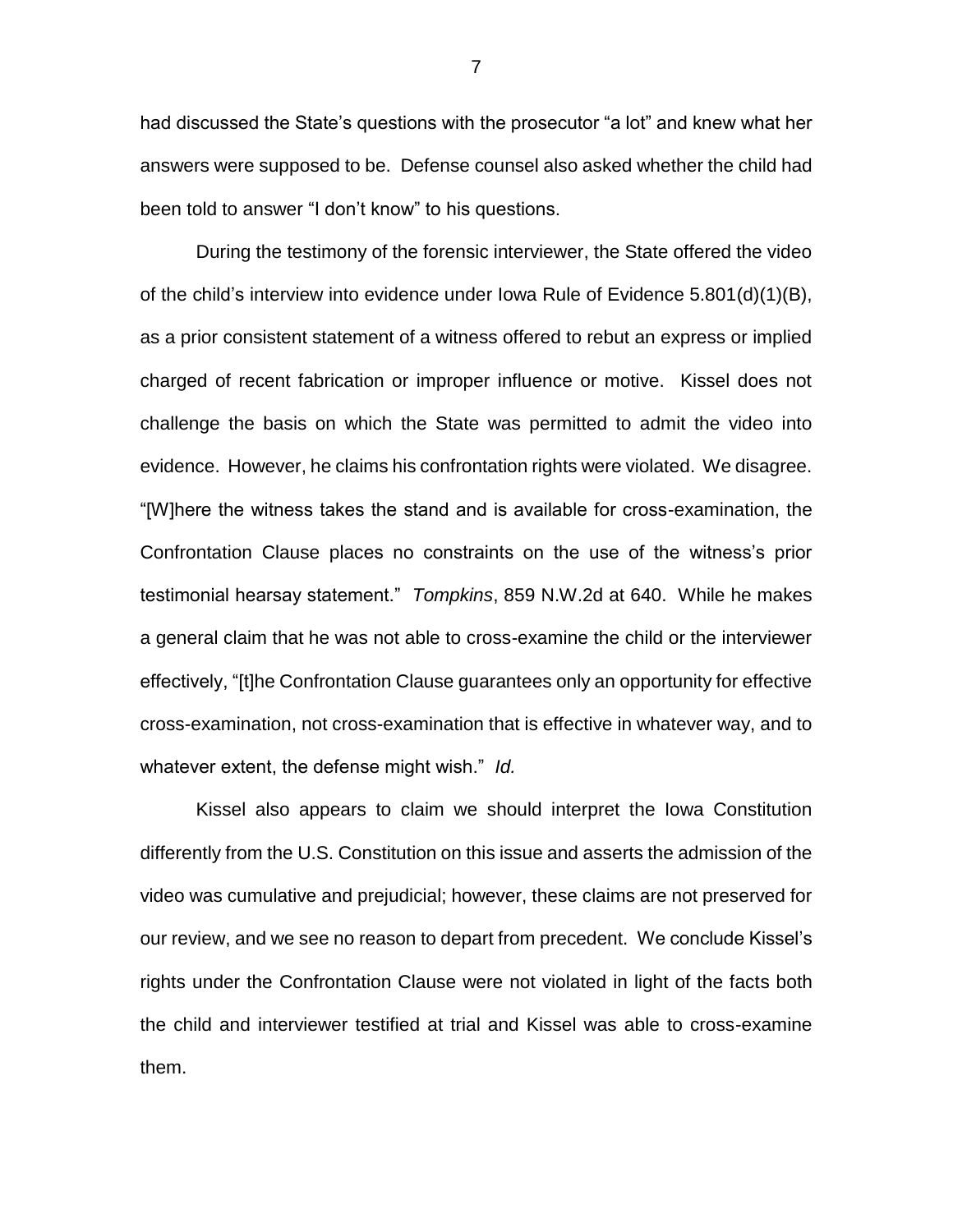had discussed the State's questions with the prosecutor "a lot" and knew what her answers were supposed to be. Defense counsel also asked whether the child had been told to answer "I don't know" to his questions.

During the testimony of the forensic interviewer, the State offered the video of the child's interview into evidence under Iowa Rule of Evidence 5.801(d)(1)(B), as a prior consistent statement of a witness offered to rebut an express or implied charged of recent fabrication or improper influence or motive. Kissel does not challenge the basis on which the State was permitted to admit the video into evidence. However, he claims his confrontation rights were violated. We disagree. "[W]here the witness takes the stand and is available for cross-examination, the Confrontation Clause places no constraints on the use of the witness's prior testimonial hearsay statement." *Tompkins*, 859 N.W.2d at 640. While he makes a general claim that he was not able to cross-examine the child or the interviewer effectively, "[t]he Confrontation Clause guarantees only an opportunity for effective cross-examination, not cross-examination that is effective in whatever way, and to whatever extent, the defense might wish." *Id.*

Kissel also appears to claim we should interpret the Iowa Constitution differently from the U.S. Constitution on this issue and asserts the admission of the video was cumulative and prejudicial; however, these claims are not preserved for our review, and we see no reason to depart from precedent. We conclude Kissel's rights under the Confrontation Clause were not violated in light of the facts both the child and interviewer testified at trial and Kissel was able to cross-examine them.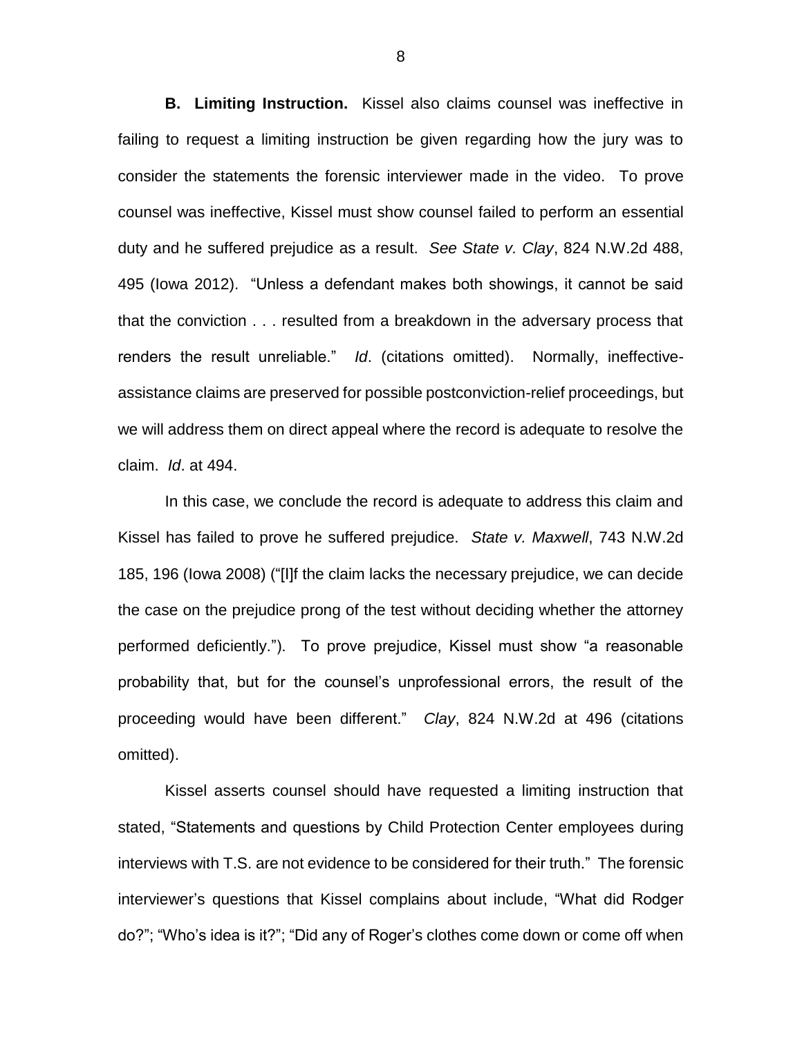**B. Limiting Instruction.** Kissel also claims counsel was ineffective in failing to request a limiting instruction be given regarding how the jury was to consider the statements the forensic interviewer made in the video. To prove counsel was ineffective, Kissel must show counsel failed to perform an essential duty and he suffered prejudice as a result. *See State v. Clay*, 824 N.W.2d 488, 495 (Iowa 2012). "Unless a defendant makes both showings, it cannot be said that the conviction . . . resulted from a breakdown in the adversary process that renders the result unreliable." *Id*. (citations omitted). Normally, ineffective-assistance claims are preserved for possible postconviction-relief proceedings, but we will address them on direct appeal where the record is adequate to resolve the claim. *Id*. at 494.

In this case, we conclude the record is adequate to address this claim and Kissel has failed to prove he suffered prejudice. *State v. Maxwell*, 743 N.W.2d 185, 196 (Iowa 2008) ("[I]f the claim lacks the necessary prejudice, we can decide the case on the prejudice prong of the test without deciding whether the attorney performed deficiently."). To prove prejudice, Kissel must show "a reasonable probability that, but for the counsel's unprofessional errors, the result of the proceeding would have been different." *Clay*, 824 N.W.2d at 496 (citations omitted).

Kissel asserts counsel should have requested a limiting instruction that stated, "Statements and questions by Child Protection Center employees during interviews with T.S. are not evidence to be considered for their truth." The forensic interviewer's questions that Kissel complains about include, "What did Rodger do?"; "Who's idea is it?"; "Did any of Roger's clothes come down or come off when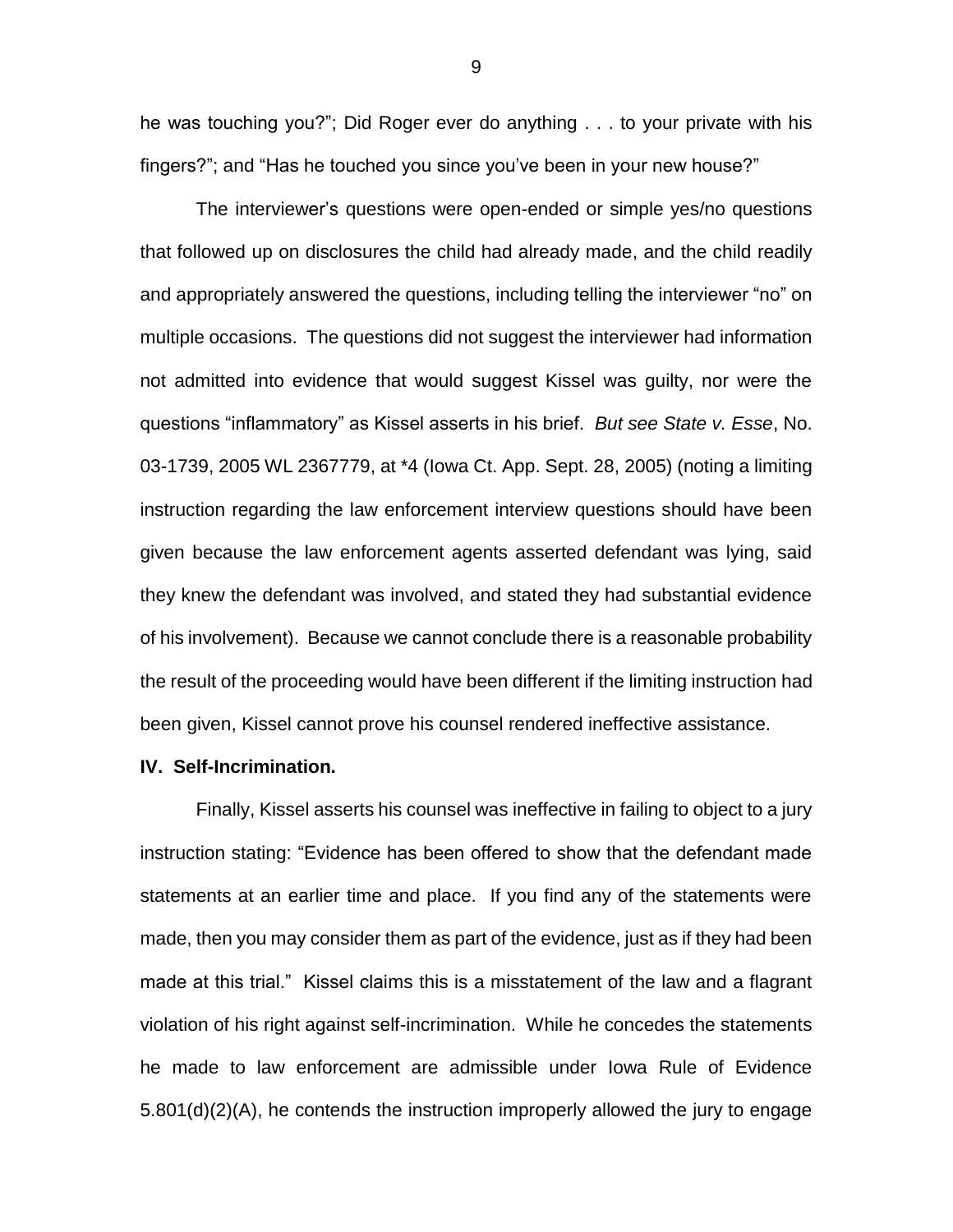he was touching you?"; Did Roger ever do anything . . . to your private with his fingers?"; and "Has he touched you since you've been in your new house?"

The interviewer's questions were open-ended or simple yes/no questions that followed up on disclosures the child had already made, and the child readily and appropriately answered the questions, including telling the interviewer "no" on multiple occasions. The questions did not suggest the interviewer had information not admitted into evidence that would suggest Kissel was guilty, nor were the questions "inflammatory" as Kissel asserts in his brief. *But see State v. Esse*, No. 03-1739, 2005 WL 2367779, at *4 (Iowa Ct. App. Sept. 28, 2005) (noting a limiting instruction regarding the law enforcement interview questions should have been given because the law enforcement agents asserted defendant was lying, said they knew the defendant was involved, and stated they had substantial evidence of his involvement). Because we cannot conclude there is a reasonable probability the result of the proceeding would have been different if the limiting instruction had been given, Kissel cannot prove his counsel rendered ineffective assistance.

**IV. Self-Incrimination.**

Finally, Kissel asserts his counsel was ineffective in failing to object to a jury instruction stating: "Evidence has been offered to show that the defendant made statements at an earlier time and place. If you find any of the statements were made, then you may consider them as part of the evidence, just as if they had been made at this trial." Kissel claims this is a misstatement of the law and a flagrant violation of his right against self-incrimination. While he concedes the statements he made to law enforcement are admissible under Iowa Rule of Evidence 5.801(d)(2)(A), he contends the instruction improperly allowed the jury to engage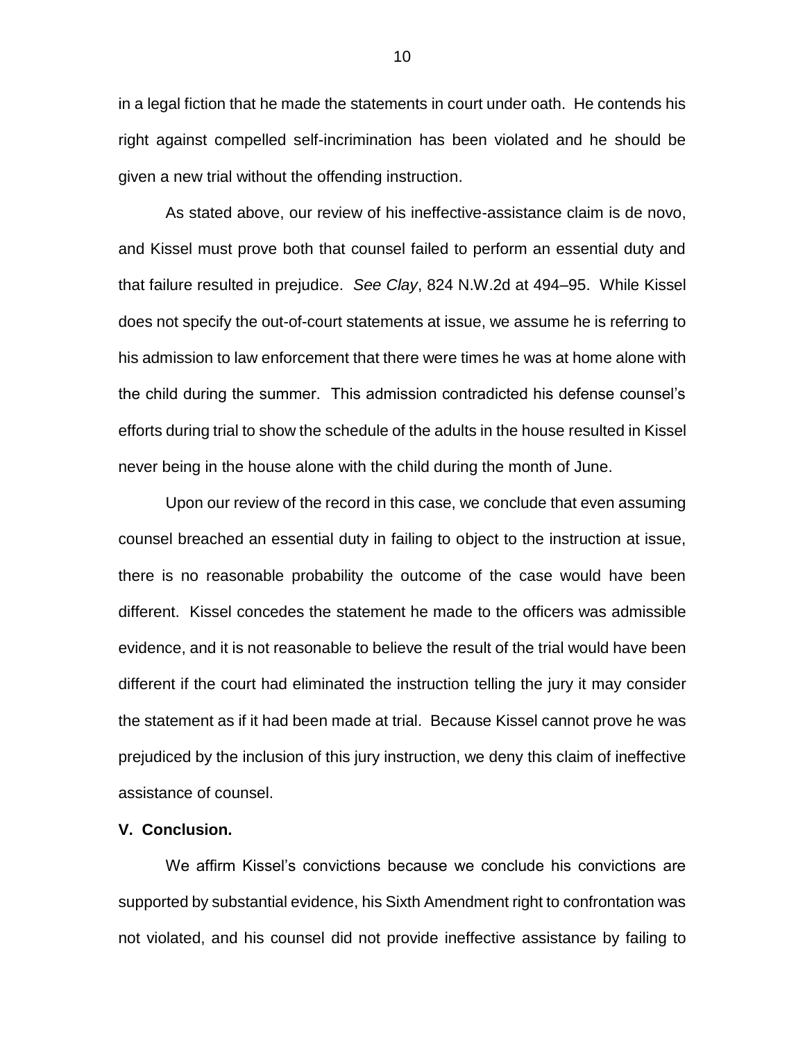in a legal fiction that he made the statements in court under oath. He contends his right against compelled self-incrimination has been violated and he should be given a new trial without the offending instruction.

As stated above, our review of his ineffective-assistance claim is de novo, and Kissel must prove both that counsel failed to perform an essential duty and that failure resulted in prejudice. *See Clay*, 824 N.W.2d at 494–95. While Kissel does not specify the out-of-court statements at issue, we assume he is referring to his admission to law enforcement that there were times he was at home alone with the child during the summer. This admission contradicted his defense counsel's efforts during trial to show the schedule of the adults in the house resulted in Kissel never being in the house alone with the child during the month of June.

Upon our review of the record in this case, we conclude that even assuming counsel breached an essential duty in failing to object to the instruction at issue, there is no reasonable probability the outcome of the case would have been different. Kissel concedes the statement he made to the officers was admissible evidence, and it is not reasonable to believe the result of the trial would have been different if the court had eliminated the instruction telling the jury it may consider the statement as if it had been made at trial. Because Kissel cannot prove he was prejudiced by the inclusion of this jury instruction, we deny this claim of ineffective assistance of counsel.

**V. Conclusion.**

We affirm Kissel's convictions because we conclude his convictions are supported by substantial evidence, his Sixth Amendment right to confrontation was not violated, and his counsel did not provide ineffective assistance by failing to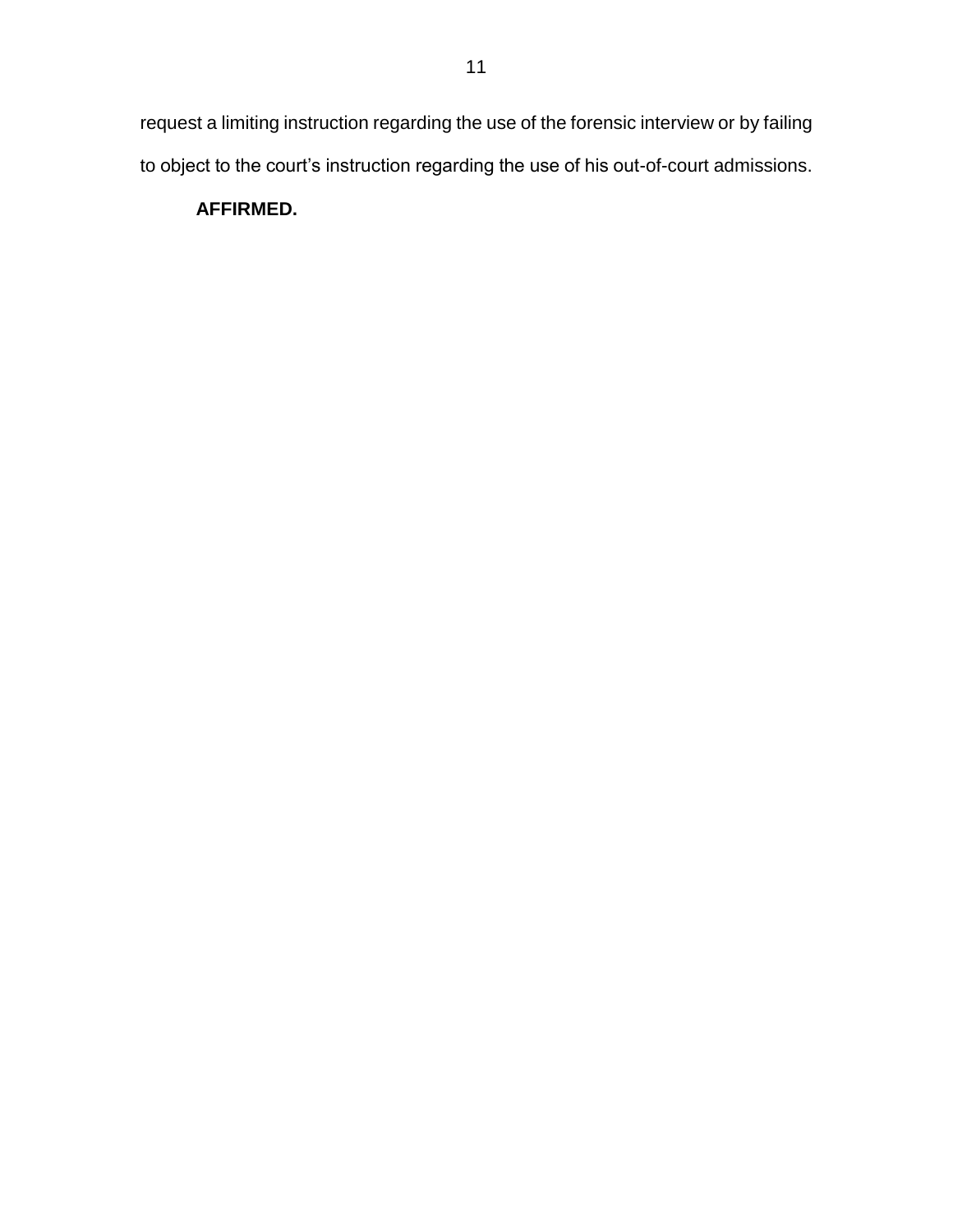request a limiting instruction regarding the use of the forensic interview or by failing to object to the court's instruction regarding the use of his out-of-court admissions.

**AFFIRMED.**